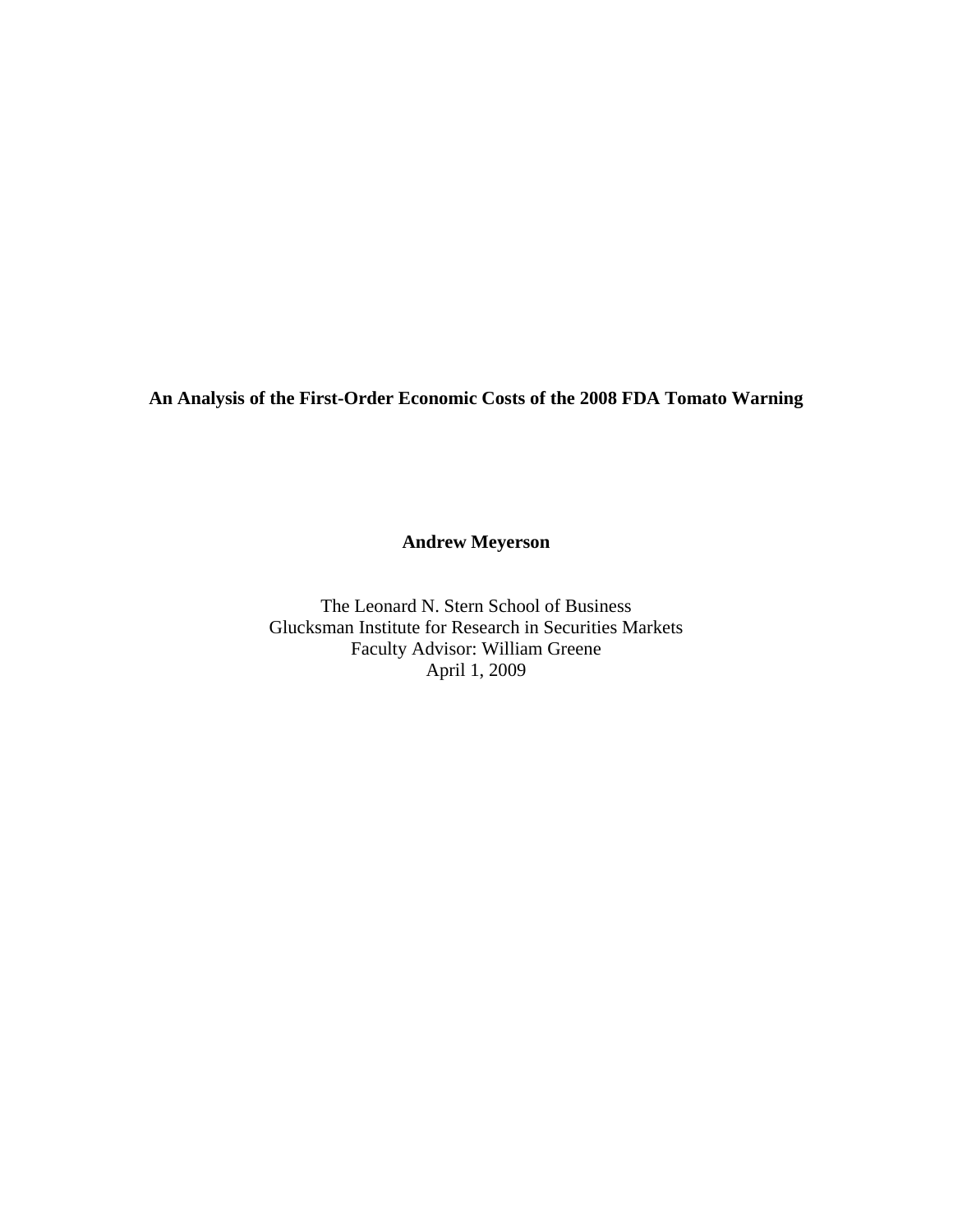# An Analysis of the First-Order Economic Costs of the 2008 FDA Tomato Warning

**Andrew Meyerson**

The Leonard N. Stern School of Business
Glucksman Institute for Research in Securities Markets
Faculty Advisor: William Greene
April 1, 2009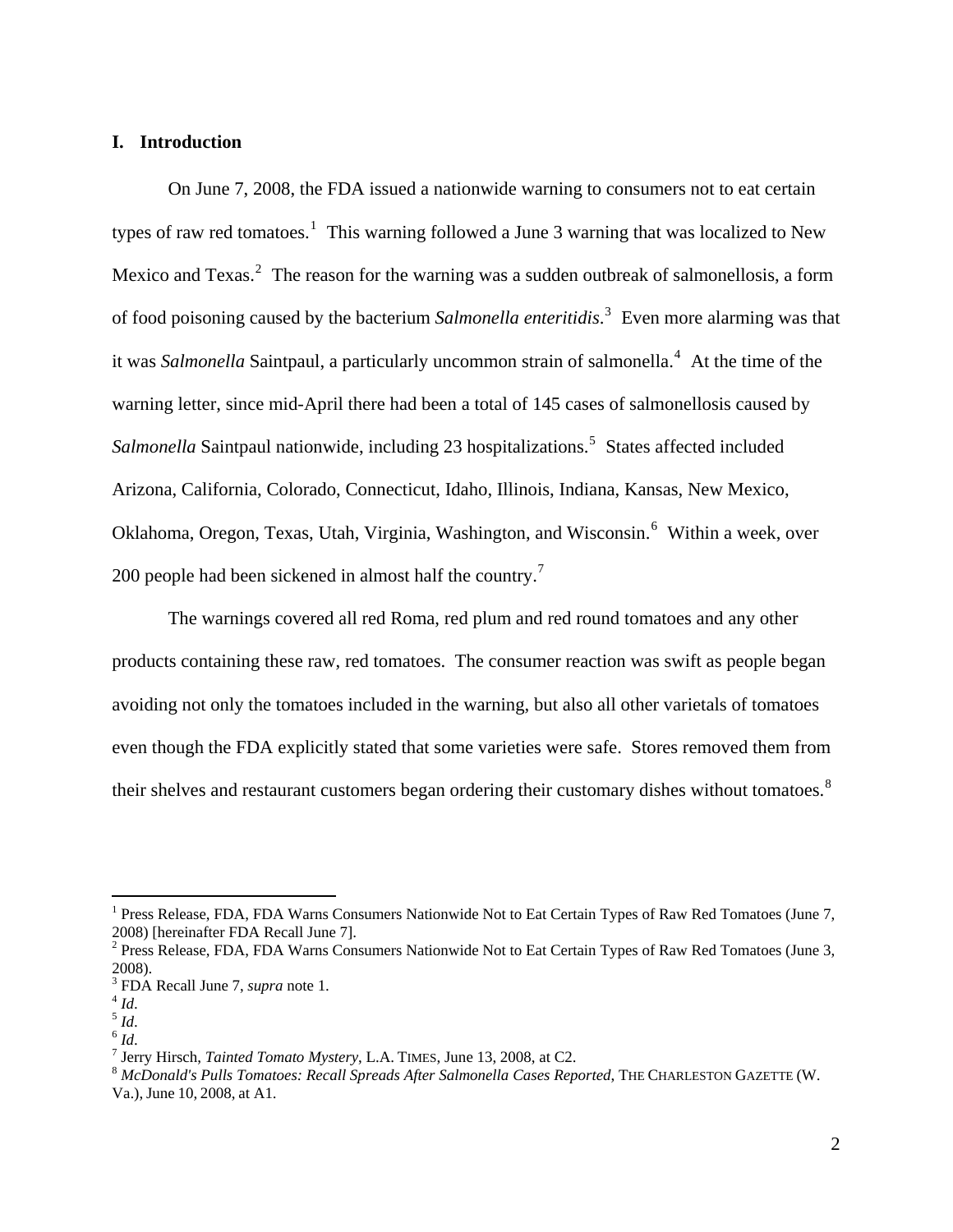## I. Introduction

On June 7, 2008, the FDA issued a nationwide warning to consumers not to eat certain types of raw red tomatoes.[1] This warning followed a June 3 warning that was localized to New Mexico and Texas.[2] The reason for the warning was a sudden outbreak of salmonellosis, a form of food poisoning caused by the bacterium *Salmonella enteritidis*.[3] Even more alarming was that it was *Salmonella* Saintpaul, a particularly uncommon strain of salmonella.[4] At the time of the warning letter, since mid-April there had been a total of 145 cases of salmonellosis caused by *Salmonella* Saintpaul nationwide, including 23 hospitalizations.[5] States affected included Arizona, California, Colorado, Connecticut, Idaho, Illinois, Indiana, Kansas, New Mexico, Oklahoma, Oregon, Texas, Utah, Virginia, Washington, and Wisconsin.[6] Within a week, over 200 people had been sickened in almost half the country.[7]

The warnings covered all red Roma, red plum and red round tomatoes and any other products containing these raw, red tomatoes. The consumer reaction was swift as people began avoiding not only the tomatoes included in the warning, but also all other varietals of tomatoes even though the FDA explicitly stated that some varieties were safe. Stores removed them from their shelves and restaurant customers began ordering their customary dishes without tomatoes.[8]

---

[1] Press Release, FDA, FDA Warns Consumers Nationwide Not to Eat Certain Types of Raw Red Tomatoes (June 7, 2008) [hereinafter FDA Recall June 7].

[2] Press Release, FDA, FDA Warns Consumers Nationwide Not to Eat Certain Types of Raw Red Tomatoes (June 3, 2008).

[3] FDA Recall June 7, *supra* note 1.

[4] *Id*.

[5] *Id*.

[6] *Id*.

[7] Jerry Hirsch, *Tainted Tomato Mystery*, L.A. TIMES, June 13, 2008, at C2.

[8] *McDonald's Pulls Tomatoes: Recall Spreads After Salmonella Cases Reported*, THE CHARLESTON GAZETTE (W. Va.), June 10, 2008, at A1.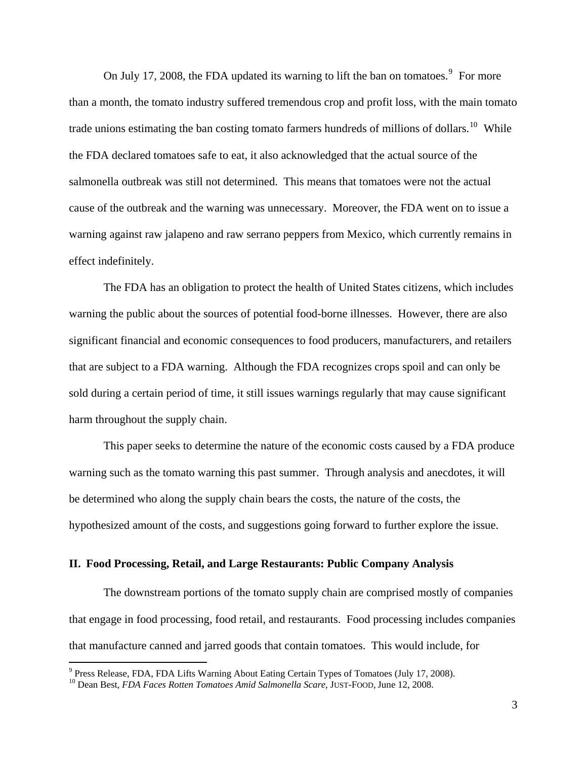On July 17, 2008, the FDA updated its warning to lift the ban on tomatoes.[9] For more than a month, the tomato industry suffered tremendous crop and profit loss, with the main tomato trade unions estimating the ban costing tomato farmers hundreds of millions of dollars.[10] While the FDA declared tomatoes safe to eat, it also acknowledged that the actual source of the salmonella outbreak was still not determined. This means that tomatoes were not the actual cause of the outbreak and the warning was unnecessary. Moreover, the FDA went on to issue a warning against raw jalapeno and raw serrano peppers from Mexico, which currently remains in effect indefinitely.

The FDA has an obligation to protect the health of United States citizens, which includes warning the public about the sources of potential food-borne illnesses. However, there are also significant financial and economic consequences to food producers, manufacturers, and retailers that are subject to a FDA warning. Although the FDA recognizes crops spoil and can only be sold during a certain period of time, it still issues warnings regularly that may cause significant harm throughout the supply chain.

This paper seeks to determine the nature of the economic costs caused by a FDA produce warning such as the tomato warning this past summer. Through analysis and anecdotes, it will be determined who along the supply chain bears the costs, the nature of the costs, the hypothesized amount of the costs, and suggestions going forward to further explore the issue.

## II. Food Processing, Retail, and Large Restaurants: Public Company Analysis

The downstream portions of the tomato supply chain are comprised mostly of companies that engage in food processing, food retail, and restaurants. Food processing includes companies that manufacture canned and jarred goods that contain tomatoes. This would include, for

---

[9] Press Release, FDA, FDA Lifts Warning About Eating Certain Types of Tomatoes (July 17, 2008).

[10] Dean Best, *FDA Faces Rotten Tomatoes Amid Salmonella Scare*, JUST-FOOD, June 12, 2008.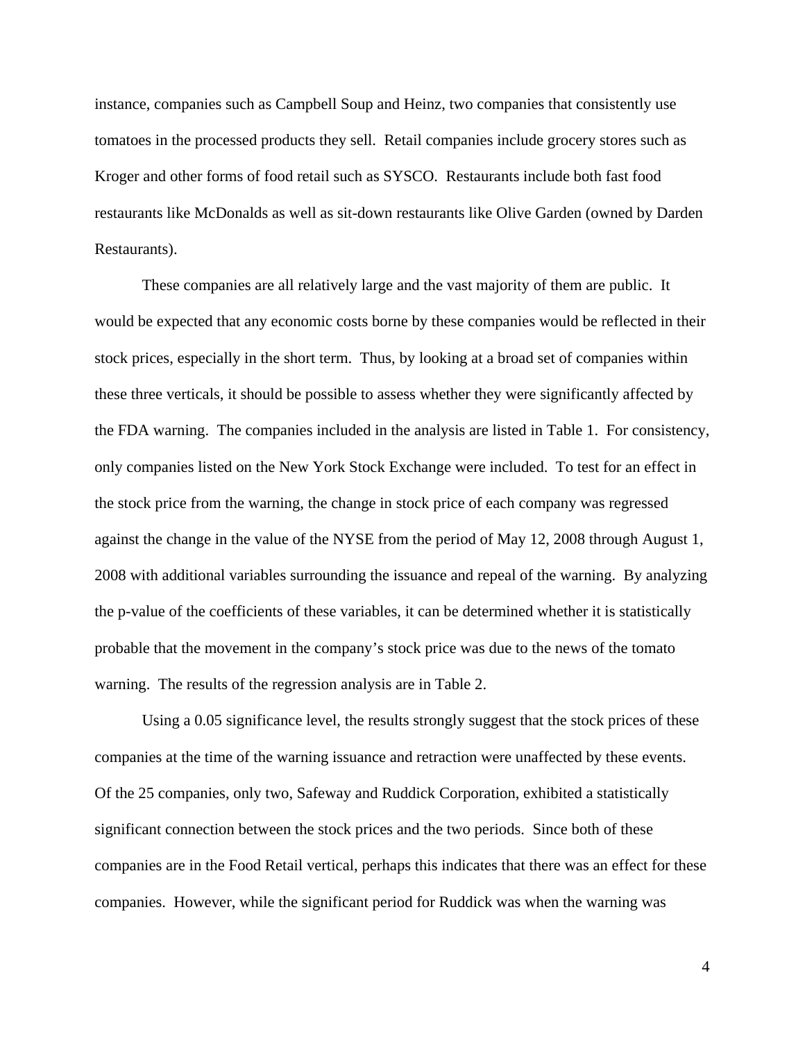instance, companies such as Campbell Soup and Heinz, two companies that consistently use tomatoes in the processed products they sell. Retail companies include grocery stores such as Kroger and other forms of food retail such as SYSCO. Restaurants include both fast food restaurants like McDonalds as well as sit-down restaurants like Olive Garden (owned by Darden Restaurants).

These companies are all relatively large and the vast majority of them are public. It would be expected that any economic costs borne by these companies would be reflected in their stock prices, especially in the short term. Thus, by looking at a broad set of companies within these three verticals, it should be possible to assess whether they were significantly affected by the FDA warning. The companies included in the analysis are listed in Table 1. For consistency, only companies listed on the New York Stock Exchange were included. To test for an effect in the stock price from the warning, the change in stock price of each company was regressed against the change in the value of the NYSE from the period of May 12, 2008 through August 1, 2008 with additional variables surrounding the issuance and repeal of the warning. By analyzing the p-value of the coefficients of these variables, it can be determined whether it is statistically probable that the movement in the company's stock price was due to the news of the tomato warning. The results of the regression analysis are in Table 2.

Using a 0.05 significance level, the results strongly suggest that the stock prices of these companies at the time of the warning issuance and retraction were unaffected by these events. Of the 25 companies, only two, Safeway and Ruddick Corporation, exhibited a statistically significant connection between the stock prices and the two periods. Since both of these companies are in the Food Retail vertical, perhaps this indicates that there was an effect for these companies. However, while the significant period for Ruddick was when the warning was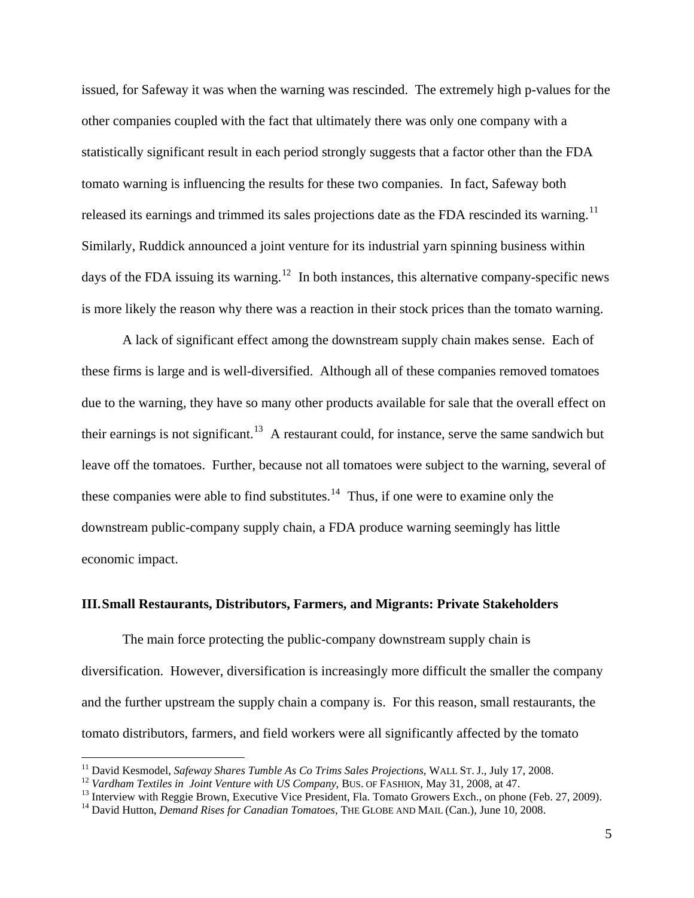issued, for Safeway it was when the warning was rescinded. The extremely high p-values for the other companies coupled with the fact that ultimately there was only one company with a statistically significant result in each period strongly suggests that a factor other than the FDA tomato warning is influencing the results for these two companies. In fact, Safeway both released its earnings and trimmed its sales projections date as the FDA rescinded its warning.[11] Similarly, Ruddick announced a joint venture for its industrial yarn spinning business within days of the FDA issuing its warning.[12] In both instances, this alternative company-specific news is more likely the reason why there was a reaction in their stock prices than the tomato warning.

A lack of significant effect among the downstream supply chain makes sense. Each of these firms is large and is well-diversified. Although all of these companies removed tomatoes due to the warning, they have so many other products available for sale that the overall effect on their earnings is not significant.[13] A restaurant could, for instance, serve the same sandwich but leave off the tomatoes. Further, because not all tomatoes were subject to the warning, several of these companies were able to find substitutes.[14] Thus, if one were to examine only the downstream public-company supply chain, a FDA produce warning seemingly has little economic impact.

## III. Small Restaurants, Distributors, Farmers, and Migrants: Private Stakeholders

The main force protecting the public-company downstream supply chain is diversification. However, diversification is increasingly more difficult the smaller the company and the further upstream the supply chain a company is. For this reason, small restaurants, the tomato distributors, farmers, and field workers were all significantly affected by the tomato

---

[11] David Kesmodel, *Safeway Shares Tumble As Co Trims Sales Projections*, WALL ST. J., July 17, 2008.

[12] *Vardham Textiles in Joint Venture with US Company*, BUS. OF FASHION, May 31, 2008, at 47.

[13] Interview with Reggie Brown, Executive Vice President, Fla. Tomato Growers Exch., on phone (Feb. 27, 2009).

[14] David Hutton, *Demand Rises for Canadian Tomatoes*, THE GLOBE AND MAIL (Can.), June 10, 2008.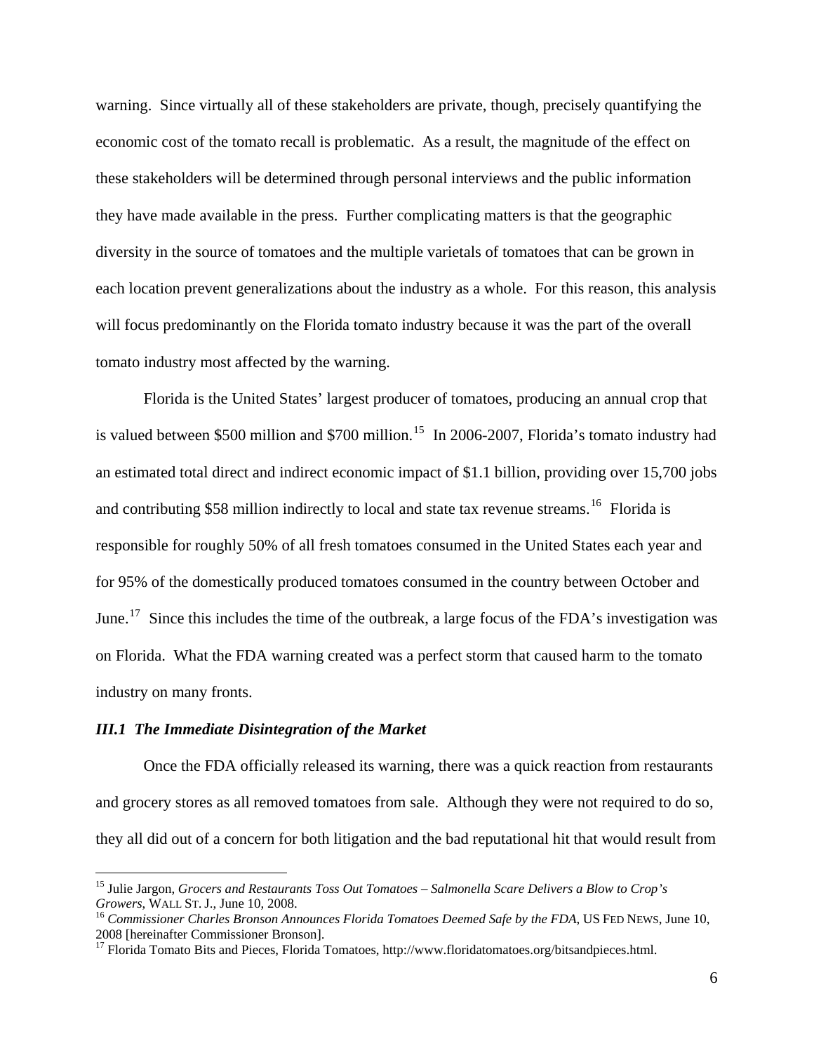warning. Since virtually all of these stakeholders are private, though, precisely quantifying the economic cost of the tomato recall is problematic. As a result, the magnitude of the effect on these stakeholders will be determined through personal interviews and the public information they have made available in the press. Further complicating matters is that the geographic diversity in the source of tomatoes and the multiple varietals of tomatoes that can be grown in each location prevent generalizations about the industry as a whole. For this reason, this analysis will focus predominantly on the Florida tomato industry because it was the part of the overall tomato industry most affected by the warning.

Florida is the United States' largest producer of tomatoes, producing an annual crop that is valued between $500 million and $700 million.[15] In 2006-2007, Florida's tomato industry had an estimated total direct and indirect economic impact of $1.1 billion, providing over 15,700 jobs and contributing $58 million indirectly to local and state tax revenue streams.[16] Florida is responsible for roughly 50% of all fresh tomatoes consumed in the United States each year and for 95% of the domestically produced tomatoes consumed in the country between October and June.[17] Since this includes the time of the outbreak, a large focus of the FDA's investigation was on Florida. What the FDA warning created was a perfect storm that caused harm to the tomato industry on many fronts.

### *III.1 The Immediate Disintegration of the Market*

Once the FDA officially released its warning, there was a quick reaction from restaurants and grocery stores as all removed tomatoes from sale. Although they were not required to do so, they all did out of a concern for both litigation and the bad reputational hit that would result from

---

[15] Julie Jargon, *Grocers and Restaurants Toss Out Tomatoes – Salmonella Scare Delivers a Blow to Crop's Growers*, WALL ST. J., June 10, 2008.

[16] *Commissioner Charles Bronson Announces Florida Tomatoes Deemed Safe by the FDA*, US FED NEWS, June 10, 2008 [hereinafter Commissioner Bronson].

[17] Florida Tomato Bits and Pieces, Florida Tomatoes, http://www.floridatomatoes.org/bitsandpieces.html.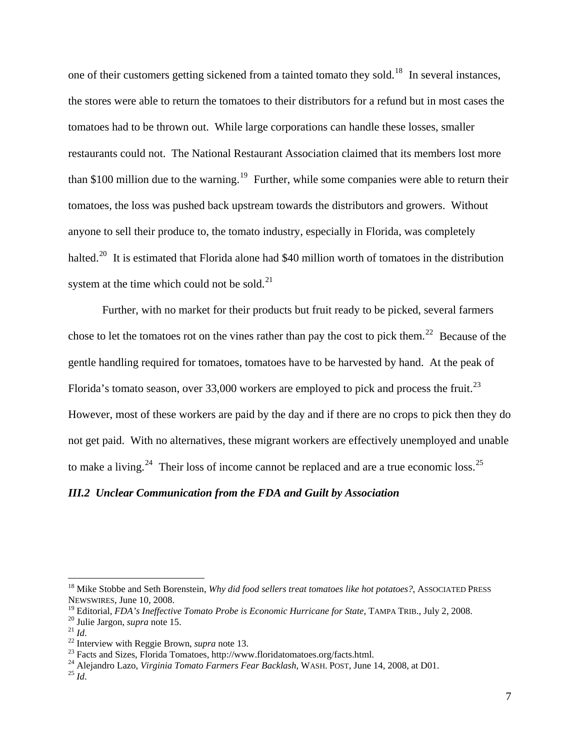one of their customers getting sickened from a tainted tomato they sold.[18] In several instances, the stores were able to return the tomatoes to their distributors for a refund but in most cases the tomatoes had to be thrown out. While large corporations can handle these losses, smaller restaurants could not. The National Restaurant Association claimed that its members lost more than $100 million due to the warning.[19] Further, while some companies were able to return their tomatoes, the loss was pushed back upstream towards the distributors and growers. Without anyone to sell their produce to, the tomato industry, especially in Florida, was completely halted.[20] It is estimated that Florida alone had $40 million worth of tomatoes in the distribution system at the time which could not be sold.[21]

Further, with no market for their products but fruit ready to be picked, several farmers chose to let the tomatoes rot on the vines rather than pay the cost to pick them.[22] Because of the gentle handling required for tomatoes, tomatoes have to be harvested by hand. At the peak of Florida's tomato season, over 33,000 workers are employed to pick and process the fruit.[23] However, most of these workers are paid by the day and if there are no crops to pick then they do not get paid. With no alternatives, these migrant workers are effectively unemployed and unable to make a living.[24] Their loss of income cannot be replaced and are a true economic loss.[25]

### *III.2 Unclear Communication from the FDA and Guilt by Association*

---

[18] Mike Stobbe and Seth Borenstein, *Why did food sellers treat tomatoes like hot potatoes?*, ASSOCIATED PRESS NEWSWIRES, June 10, 2008.

[19] Editorial, *FDA's Ineffective Tomato Probe is Economic Hurricane for State*, TAMPA TRIB., July 2, 2008.

[20] Julie Jargon, *supra* note 15.

[21] *Id*.

[22] Interview with Reggie Brown, *supra* note 13.

[23] Facts and Sizes, Florida Tomatoes, http://www.floridatomatoes.org/facts.html.

[24] Alejandro Lazo, *Virginia Tomato Farmers Fear Backlash*, WASH. POST, June 14, 2008, at D01.

[25] *Id*.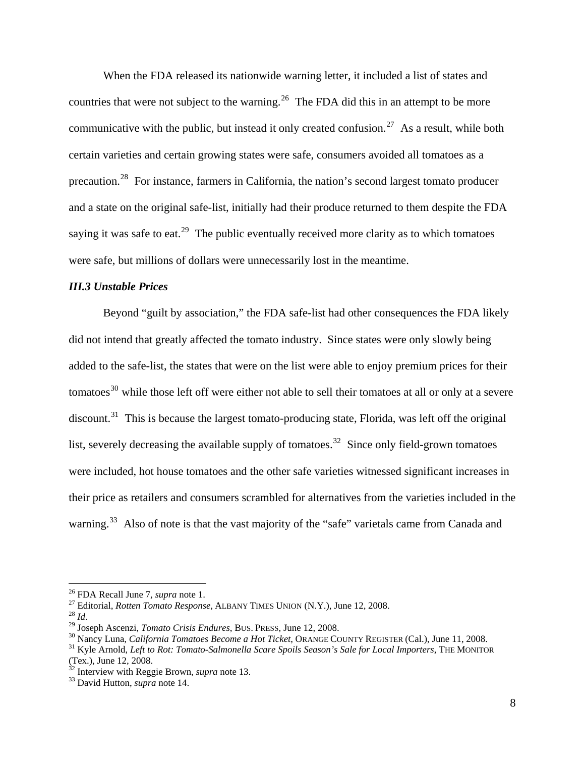When the FDA released its nationwide warning letter, it included a list of states and countries that were not subject to the warning.[26] The FDA did this in an attempt to be more communicative with the public, but instead it only created confusion.[27] As a result, while both certain varieties and certain growing states were safe, consumers avoided all tomatoes as a precaution.[28] For instance, farmers in California, the nation's second largest tomato producer and a state on the original safe-list, initially had their produce returned to them despite the FDA saying it was safe to eat.[29] The public eventually received more clarity as to which tomatoes were safe, but millions of dollars were unnecessarily lost in the meantime.

### *III.3 Unstable Prices*

Beyond "guilt by association," the FDA safe-list had other consequences the FDA likely did not intend that greatly affected the tomato industry. Since states were only slowly being added to the safe-list, the states that were on the list were able to enjoy premium prices for their tomatoes[30] while those left off were either not able to sell their tomatoes at all or only at a severe discount.[31] This is because the largest tomato-producing state, Florida, was left off the original list, severely decreasing the available supply of tomatoes.[32] Since only field-grown tomatoes were included, hot house tomatoes and the other safe varieties witnessed significant increases in their price as retailers and consumers scrambled for alternatives from the varieties included in the warning.[33] Also of note is that the vast majority of the "safe" varietals came from Canada and

---

[26] FDA Recall June 7, *supra* note 1.

[27] Editorial, *Rotten Tomato Response*, ALBANY TIMES UNION (N.Y.), June 12, 2008.

[28] *Id*.

[29] Joseph Ascenzi, *Tomato Crisis Endures*, BUS. PRESS, June 12, 2008.

[30] Nancy Luna, *California Tomatoes Become a Hot Ticket*, ORANGE COUNTY REGISTER (Cal.), June 11, 2008.

[31] Kyle Arnold, *Left to Rot: Tomato-Salmonella Scare Spoils Season's Sale for Local Importers*, THE MONITOR (Tex.), June 12, 2008.

[32] Interview with Reggie Brown, *supra* note 13.

[33] David Hutton, *supra* note 14.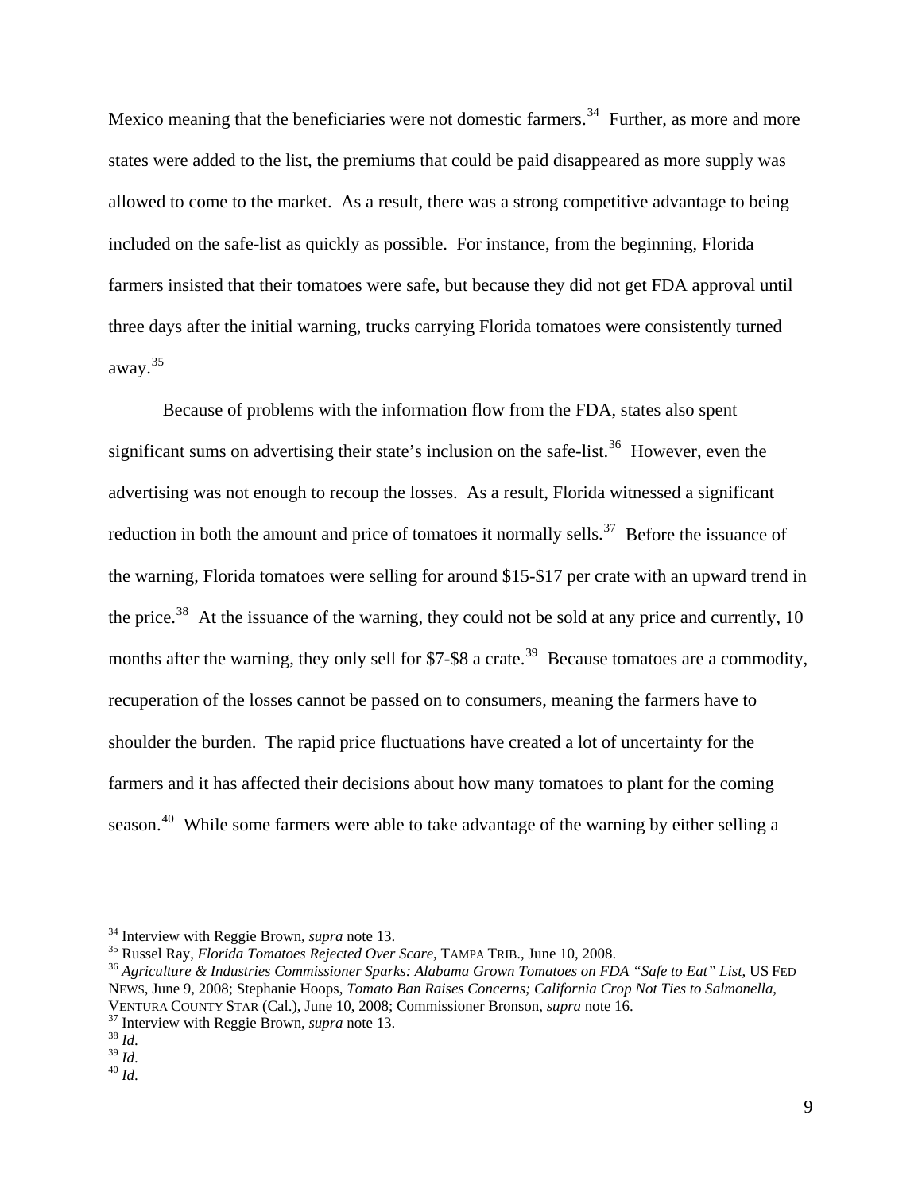Mexico meaning that the beneficiaries were not domestic farmers.[34] Further, as more and more states were added to the list, the premiums that could be paid disappeared as more supply was allowed to come to the market. As a result, there was a strong competitive advantage to being included on the safe-list as quickly as possible. For instance, from the beginning, Florida farmers insisted that their tomatoes were safe, but because they did not get FDA approval until three days after the initial warning, trucks carrying Florida tomatoes were consistently turned away.[35]

Because of problems with the information flow from the FDA, states also spent significant sums on advertising their state's inclusion on the safe-list.[36] However, even the advertising was not enough to recoup the losses. As a result, Florida witnessed a significant reduction in both the amount and price of tomatoes it normally sells.[37] Before the issuance of the warning, Florida tomatoes were selling for around \$15-\$17 per crate with an upward trend in the price.[38] At the issuance of the warning, they could not be sold at any price and currently, 10 months after the warning, they only sell for \$7-\$8 a crate.[39] Because tomatoes are a commodity, recuperation of the losses cannot be passed on to consumers, meaning the farmers have to shoulder the burden. The rapid price fluctuations have created a lot of uncertainty for the farmers and it has affected their decisions about how many tomatoes to plant for the coming season.[40] While some farmers were able to take advantage of the warning by either selling a

---

[34] Interview with Reggie Brown, *supra* note 13.

[35] Russel Ray, *Florida Tomatoes Rejected Over Scare*, TAMPA TRIB., June 10, 2008.

[36] *Agriculture & Industries Commissioner Sparks: Alabama Grown Tomatoes on FDA "Safe to Eat" List*, US FED NEWS, June 9, 2008; Stephanie Hoops, *Tomato Ban Raises Concerns; California Crop Not Ties to Salmonella*, VENTURA COUNTY STAR (Cal.), June 10, 2008; Commissioner Bronson, *supra* note 16.

[37] Interview with Reggie Brown, *supra* note 13.

[38] *Id*.

[39] *Id*.

[40] *Id*.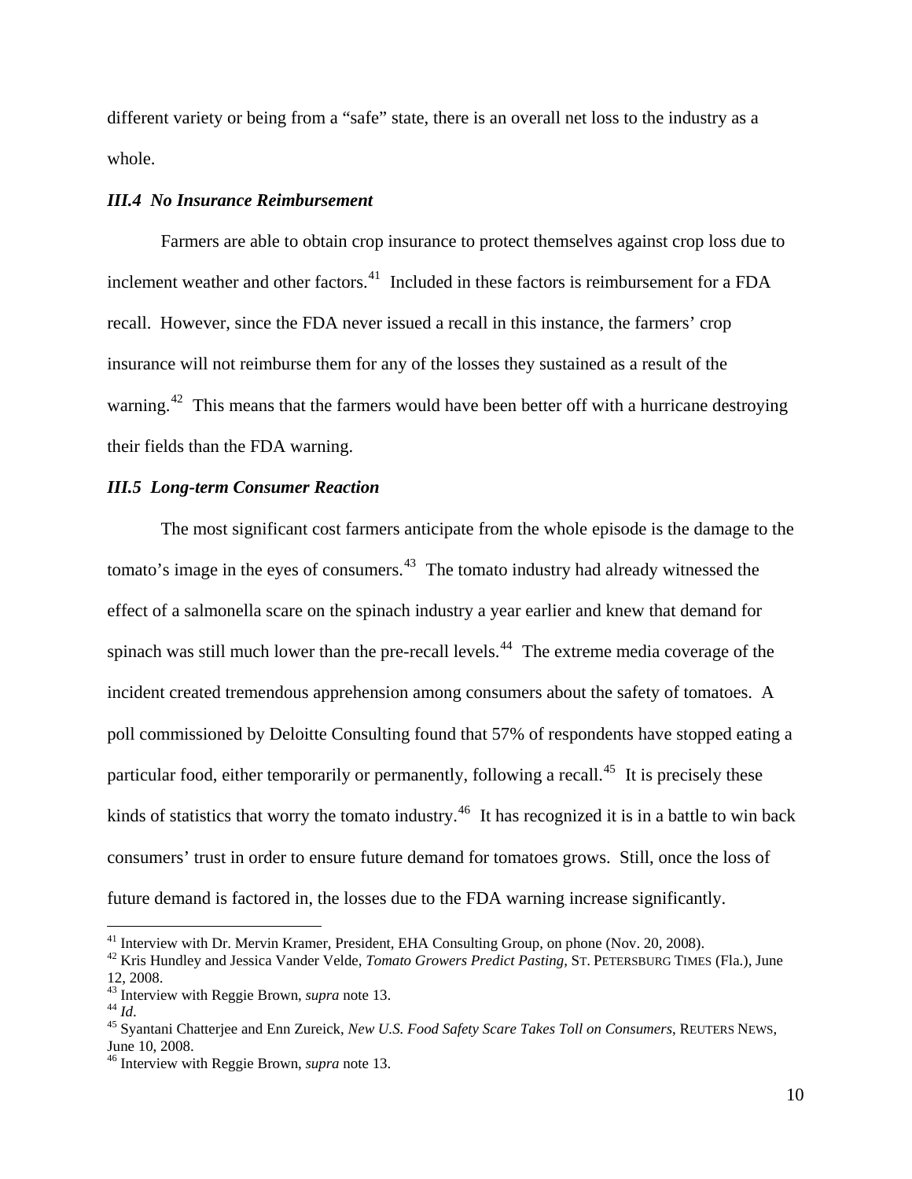different variety or being from a "safe" state, there is an overall net loss to the industry as a whole.

### *III.4 No Insurance Reimbursement*

Farmers are able to obtain crop insurance to protect themselves against crop loss due to inclement weather and other factors.[41] Included in these factors is reimbursement for a FDA recall. However, since the FDA never issued a recall in this instance, the farmers' crop insurance will not reimburse them for any of the losses they sustained as a result of the warning.[42] This means that the farmers would have been better off with a hurricane destroying their fields than the FDA warning.

### *III.5 Long-term Consumer Reaction*

The most significant cost farmers anticipate from the whole episode is the damage to the tomato's image in the eyes of consumers.[43] The tomato industry had already witnessed the effect of a salmonella scare on the spinach industry a year earlier and knew that demand for spinach was still much lower than the pre-recall levels.[44] The extreme media coverage of the incident created tremendous apprehension among consumers about the safety of tomatoes. A poll commissioned by Deloitte Consulting found that 57% of respondents have stopped eating a particular food, either temporarily or permanently, following a recall.[45] It is precisely these kinds of statistics that worry the tomato industry.[46] It has recognized it is in a battle to win back consumers' trust in order to ensure future demand for tomatoes grows. Still, once the loss of future demand is factored in, the losses due to the FDA warning increase significantly.

---

[41] Interview with Dr. Mervin Kramer, President, EHA Consulting Group, on phone (Nov. 20, 2008).

[42] Kris Hundley and Jessica Vander Velde, *Tomato Growers Predict Pasting*, ST. PETERSBURG TIMES (Fla.), June 12, 2008.

[43] Interview with Reggie Brown, *supra* note 13.

[44] *Id*.

[45] Syantani Chatterjee and Enn Zureick, *New U.S. Food Safety Scare Takes Toll on Consumers*, REUTERS NEWS, June 10, 2008.

[46] Interview with Reggie Brown, *supra* note 13.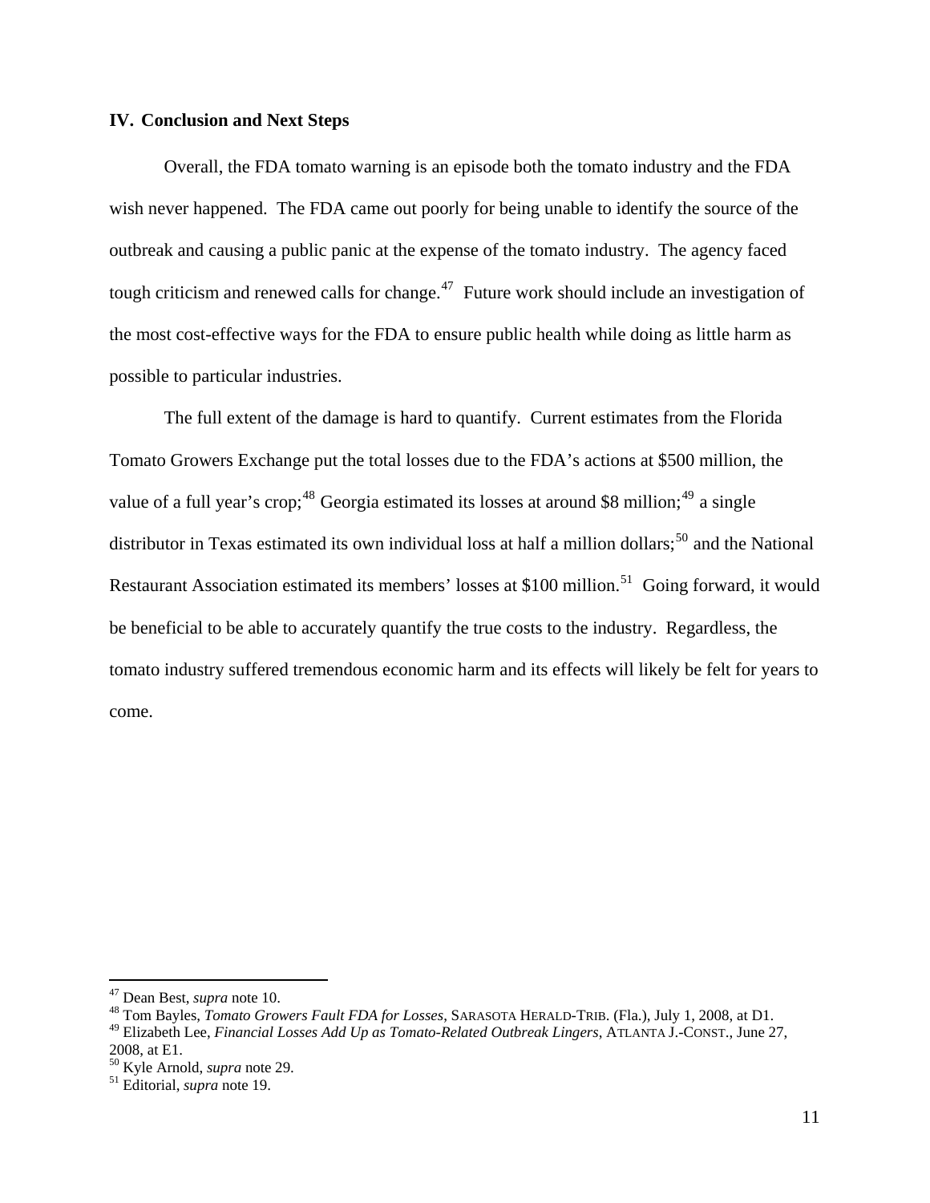## IV. Conclusion and Next Steps

Overall, the FDA tomato warning is an episode both the tomato industry and the FDA wish never happened. The FDA came out poorly for being unable to identify the source of the outbreak and causing a public panic at the expense of the tomato industry. The agency faced tough criticism and renewed calls for change.[47] Future work should include an investigation of the most cost-effective ways for the FDA to ensure public health while doing as little harm as possible to particular industries.

The full extent of the damage is hard to quantify. Current estimates from the Florida Tomato Growers Exchange put the total losses due to the FDA's actions at $500 million, the value of a full year's crop;[48] Georgia estimated its losses at around $8 million;[49] a single distributor in Texas estimated its own individual loss at half a million dollars;[50] and the National Restaurant Association estimated its members' losses at $100 million.[51] Going forward, it would be beneficial to be able to accurately quantify the true costs to the industry. Regardless, the tomato industry suffered tremendous economic harm and its effects will likely be felt for years to come.

---

[47] Dean Best, *supra* note 10.

[48] Tom Bayles, *Tomato Growers Fault FDA for Losses*, SARASOTA HERALD-TRIB. (Fla.), July 1, 2008, at D1.

[49] Elizabeth Lee, *Financial Losses Add Up as Tomato-Related Outbreak Lingers*, ATLANTA J.-CONST., June 27, 2008, at E1.

[50] Kyle Arnold, *supra* note 29.

[51] Editorial, *supra* note 19.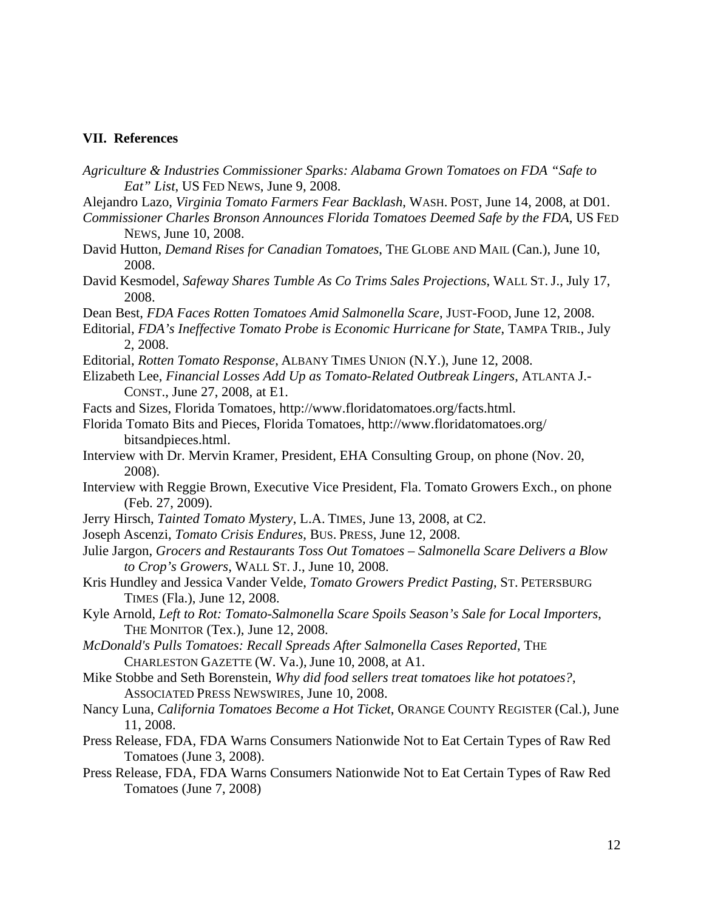## VII. References

*Agriculture & Industries Commissioner Sparks: Alabama Grown Tomatoes on FDA "Safe to Eat" List*, US FED NEWS, June 9, 2008.

Alejandro Lazo, *Virginia Tomato Farmers Fear Backlash*, WASH. POST, June 14, 2008, at D01.

*Commissioner Charles Bronson Announces Florida Tomatoes Deemed Safe by the FDA*, US FED NEWS, June 10, 2008.

David Hutton, *Demand Rises for Canadian Tomatoes*, THE GLOBE AND MAIL (Can.), June 10, 2008.

David Kesmodel, *Safeway Shares Tumble As Co Trims Sales Projections*, WALL ST. J., July 17, 2008.

Dean Best, *FDA Faces Rotten Tomatoes Amid Salmonella Scare*, JUST-FOOD, June 12, 2008.

Editorial, *FDA's Ineffective Tomato Probe is Economic Hurricane for State*, TAMPA TRIB., July 2, 2008.

Editorial, *Rotten Tomato Response*, ALBANY TIMES UNION (N.Y.), June 12, 2008.

Elizabeth Lee, *Financial Losses Add Up as Tomato-Related Outbreak Lingers*, ATLANTA J.-CONST., June 27, 2008, at E1.

Facts and Sizes, Florida Tomatoes, http://www.floridatomatoes.org/facts.html.

Florida Tomato Bits and Pieces, Florida Tomatoes, http://www.floridatomatoes.org/bitsandpieces.html.

Interview with Dr. Mervin Kramer, President, EHA Consulting Group, on phone (Nov. 20, 2008).

Interview with Reggie Brown, Executive Vice President, Fla. Tomato Growers Exch., on phone (Feb. 27, 2009).

Jerry Hirsch, *Tainted Tomato Mystery*, L.A. TIMES, June 13, 2008, at C2.

Joseph Ascenzi, *Tomato Crisis Endures*, BUS. PRESS, June 12, 2008.

Julie Jargon, *Grocers and Restaurants Toss Out Tomatoes – Salmonella Scare Delivers a Blow to Crop's Growers*, WALL ST. J., June 10, 2008.

Kris Hundley and Jessica Vander Velde, *Tomato Growers Predict Pasting*, ST. PETERSBURG TIMES (Fla.), June 12, 2008.

Kyle Arnold, *Left to Rot: Tomato-Salmonella Scare Spoils Season's Sale for Local Importers*, THE MONITOR (Tex.), June 12, 2008.

*McDonald's Pulls Tomatoes: Recall Spreads After Salmonella Cases Reported*, THE CHARLESTON GAZETTE (W. Va.), June 10, 2008, at A1.

Mike Stobbe and Seth Borenstein, *Why did food sellers treat tomatoes like hot potatoes?*, ASSOCIATED PRESS NEWSWIRES, June 10, 2008.

Nancy Luna, *California Tomatoes Become a Hot Ticket*, ORANGE COUNTY REGISTER (Cal.), June 11, 2008.

Press Release, FDA, FDA Warns Consumers Nationwide Not to Eat Certain Types of Raw Red Tomatoes (June 3, 2008).

Press Release, FDA, FDA Warns Consumers Nationwide Not to Eat Certain Types of Raw Red Tomatoes (June 7, 2008)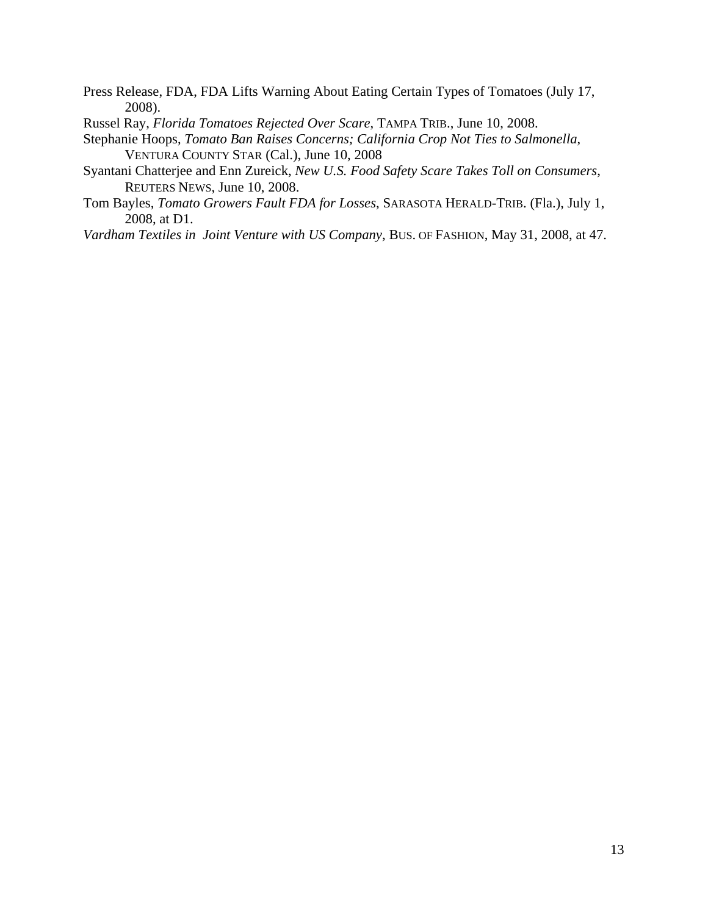Press Release, FDA, FDA Lifts Warning About Eating Certain Types of Tomatoes (July 17, 2008).

Russel Ray, *Florida Tomatoes Rejected Over Scare*, TAMPA TRIB., June 10, 2008.

Stephanie Hoops, *Tomato Ban Raises Concerns; California Crop Not Ties to Salmonella*, VENTURA COUNTY STAR (Cal.), June 10, 2008

Syantani Chatterjee and Enn Zureick, *New U.S. Food Safety Scare Takes Toll on Consumers*, REUTERS NEWS, June 10, 2008.

Tom Bayles, *Tomato Growers Fault FDA for Losses*, SARASOTA HERALD-TRIB. (Fla.), July 1, 2008, at D1.

*Vardham Textiles in Joint Venture with US Company*, BUS. OF FASHION, May 31, 2008, at 47.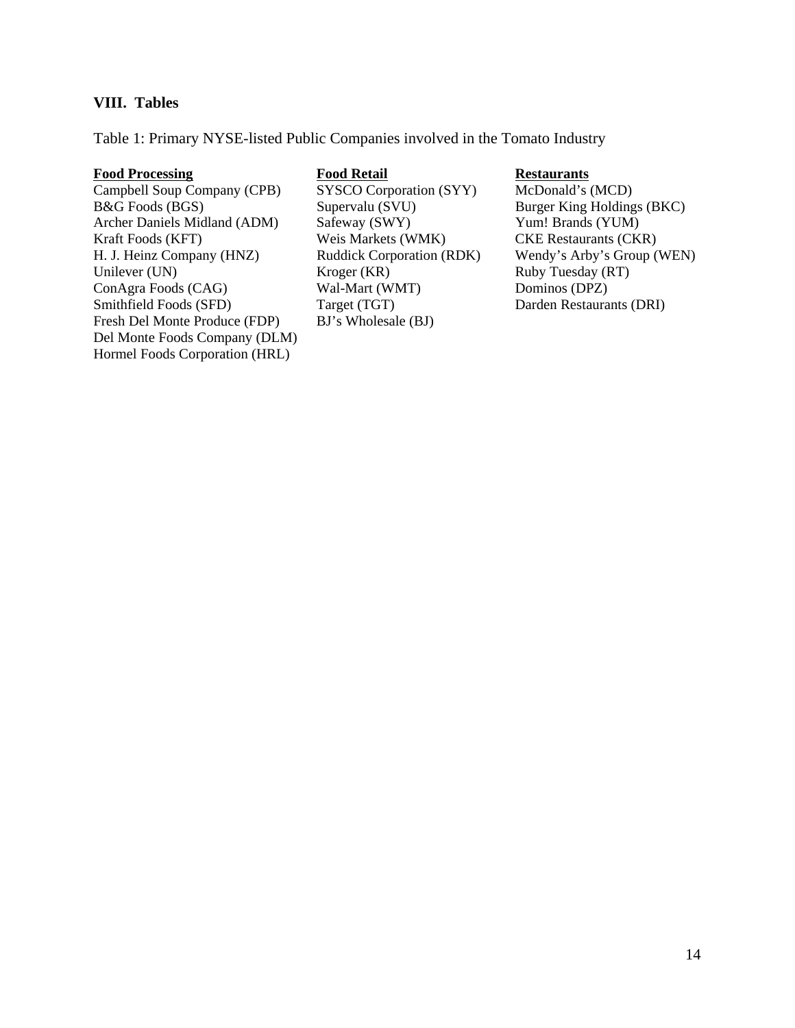## VIII. Tables

Table 1: Primary NYSE-listed Public Companies involved in the Tomato Industry

| Food Processing | Food Retail | Restaurants |
| --- | --- | --- |
| Campbell Soup Company (CPB) | SYSCO Corporation (SYY) | McDonald's (MCD) |
| B&G Foods (BGS) | Supervalu (SVU) | Burger King Holdings (BKC) |
| Archer Daniels Midland (ADM) | Safeway (SWY) | Yum! Brands (YUM) |
| Kraft Foods (KFT) | Weis Markets (WMK) | CKE Restaurants (CKR) |
| H. J. Heinz Company (HNZ) | Ruddick Corporation (RDK) | Wendy's Arby's Group (WEN) |
| Unilever (UN) | Kroger (KR) | Ruby Tuesday (RT) |
| ConAgra Foods (CAG) | Wal-Mart (WMT) | Dominos (DPZ) |
| Smithfield Foods (SFD) | Target (TGT) | Darden Restaurants (DRI) |
| Fresh Del Monte Produce (FDP) | BJ's Wholesale (BJ) | |
| Del Monte Foods Company (DLM) | | |
| Hormel Foods Corporation (HRL) | | |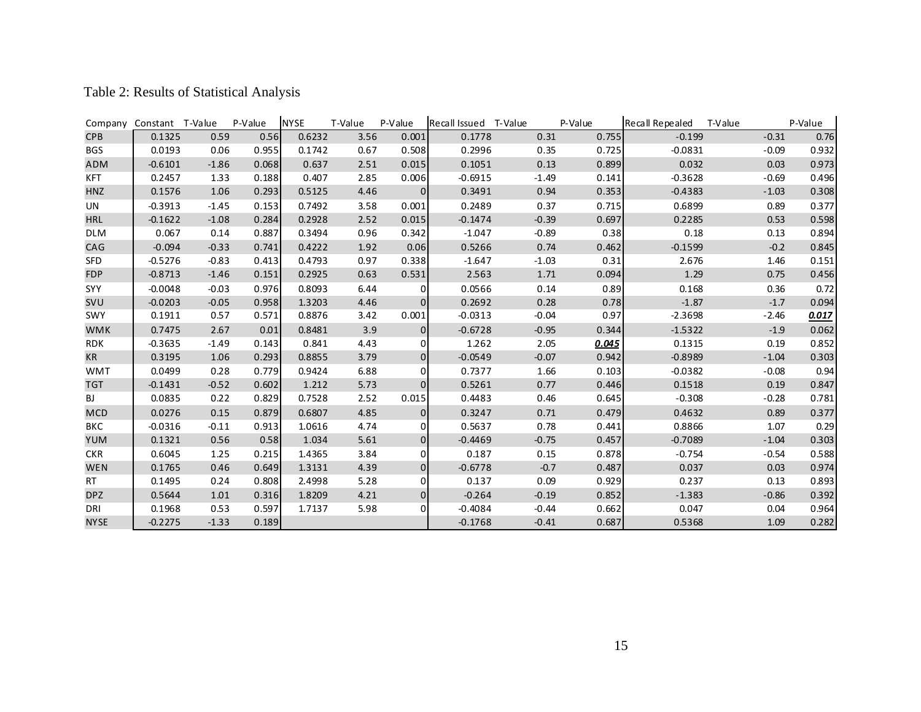Table 2: Results of Statistical Analysis

| Company | Constant | T-Value | P-Value | NYSE | T-Value | P-Value | Recall Issued | T-Value | P-Value | Recall Repealed | T-Value | P-Value |
|---|---|---|---|---|---|---|---|---|---|---|---|---|
| CPB | 0.1325 | 0.59 | 0.56 | 0.6232 | 3.56 | 0.001 | 0.1778 | 0.31 | 0.755 | -0.199 | -0.31 | 0.76 |
| BGS | 0.0193 | 0.06 | 0.955 | 0.1742 | 0.67 | 0.508 | 0.2996 | 0.35 | 0.725 | -0.0831 | -0.09 | 0.932 |
| ADM | -0.6101 | -1.86 | 0.068 | 0.637 | 2.51 | 0.015 | 0.1051 | 0.13 | 0.899 | 0.032 | 0.03 | 0.973 |
| KFT | 0.2457 | 1.33 | 0.188 | 0.407 | 2.85 | 0.006 | -0.6915 | -1.49 | 0.141 | -0.3628 | -0.69 | 0.496 |
| HNZ | 0.1576 | 1.06 | 0.293 | 0.5125 | 4.46 | 0 | 0.3491 | 0.94 | 0.353 | -0.4383 | -1.03 | 0.308 |
| UN | -0.3913 | -1.45 | 0.153 | 0.7492 | 3.58 | 0.001 | 0.2489 | 0.37 | 0.715 | 0.6899 | 0.89 | 0.377 |
| HRL | -0.1622 | -1.08 | 0.284 | 0.2928 | 2.52 | 0.015 | -0.1474 | -0.39 | 0.697 | 0.2285 | 0.53 | 0.598 |
| DLM | 0.067 | 0.14 | 0.887 | 0.3494 | 0.96 | 0.342 | -1.047 | -0.89 | 0.38 | 0.18 | 0.13 | 0.894 |
| CAG | -0.094 | -0.33 | 0.741 | 0.4222 | 1.92 | 0.06 | 0.5266 | 0.74 | 0.462 | -0.1599 | -0.2 | 0.845 |
| SFD | -0.5276 | -0.83 | 0.413 | 0.4793 | 0.97 | 0.338 | -1.647 | -1.03 | 0.31 | 2.676 | 1.46 | 0.151 |
| FDP | -0.8713 | -1.46 | 0.151 | 0.2925 | 0.63 | 0.531 | 2.563 | 1.71 | 0.094 | 1.29 | 0.75 | 0.456 |
| SYY | -0.0048 | -0.03 | 0.976 | 0.8093 | 6.44 | 0 | 0.0566 | 0.14 | 0.89 | 0.168 | 0.36 | 0.72 |
| SVU | -0.0203 | -0.05 | 0.958 | 1.3203 | 4.46 | 0 | 0.2692 | 0.28 | 0.78 | -1.87 | -1.7 | 0.094 |
| SWY | 0.1911 | 0.57 | 0.571 | 0.8876 | 3.42 | 0.001 | -0.0313 | -0.04 | 0.97 | -2.3698 | -2.46 | ***0.017*** |
| WMK | 0.7475 | 2.67 | 0.01 | 0.8481 | 3.9 | 0 | -0.6728 | -0.95 | 0.344 | -1.5322 | -1.9 | 0.062 |
| RDK | -0.3635 | -1.49 | 0.143 | 0.841 | 4.43 | 0 | 1.262 | 2.05 | ***0.045*** | 0.1315 | 0.19 | 0.852 |
| KR | 0.3195 | 1.06 | 0.293 | 0.8855 | 3.79 | 0 | -0.0549 | -0.07 | 0.942 | -0.8989 | -1.04 | 0.303 |
| WMT | 0.0499 | 0.28 | 0.779 | 0.9424 | 6.88 | 0 | 0.7377 | 1.66 | 0.103 | -0.0382 | -0.08 | 0.94 |
| TGT | -0.1431 | -0.52 | 0.602 | 1.212 | 5.73 | 0 | 0.5261 | 0.77 | 0.446 | 0.1518 | 0.19 | 0.847 |
| BJ | 0.0835 | 0.22 | 0.829 | 0.7528 | 2.52 | 0.015 | 0.4483 | 0.46 | 0.645 | -0.308 | -0.28 | 0.781 |
| MCD | 0.0276 | 0.15 | 0.879 | 0.6807 | 4.85 | 0 | 0.3247 | 0.71 | 0.479 | 0.4632 | 0.89 | 0.377 |
| BKC | -0.0316 | -0.11 | 0.913 | 1.0616 | 4.74 | 0 | 0.5637 | 0.78 | 0.441 | 0.8866 | 1.07 | 0.29 |
| YUM | 0.1321 | 0.56 | 0.58 | 1.034 | 5.61 | 0 | -0.4469 | -0.75 | 0.457 | -0.7089 | -1.04 | 0.303 |
| CKR | 0.6045 | 1.25 | 0.215 | 1.4365 | 3.84 | 0 | 0.187 | 0.15 | 0.878 | -0.754 | -0.54 | 0.588 |
| WEN | 0.1765 | 0.46 | 0.649 | 1.3131 | 4.39 | 0 | -0.6778 | -0.7 | 0.487 | 0.037 | 0.03 | 0.974 |
| RT | 0.1495 | 0.24 | 0.808 | 2.4998 | 5.28 | 0 | 0.137 | 0.09 | 0.929 | 0.237 | 0.13 | 0.893 |
| DPZ | 0.5644 | 1.01 | 0.316 | 1.8209 | 4.21 | 0 | -0.264 | -0.19 | 0.852 | -1.383 | -0.86 | 0.392 |
| DRI | 0.1968 | 0.53 | 0.597 | 1.7137 | 5.98 | 0 | -0.4084 | -0.44 | 0.662 | 0.047 | 0.04 | 0.964 |
| NYSE | -0.2275 | -1.33 | 0.189 | | | | -0.1768 | -0.41 | 0.687 | 0.5368 | 1.09 | 0.282 |